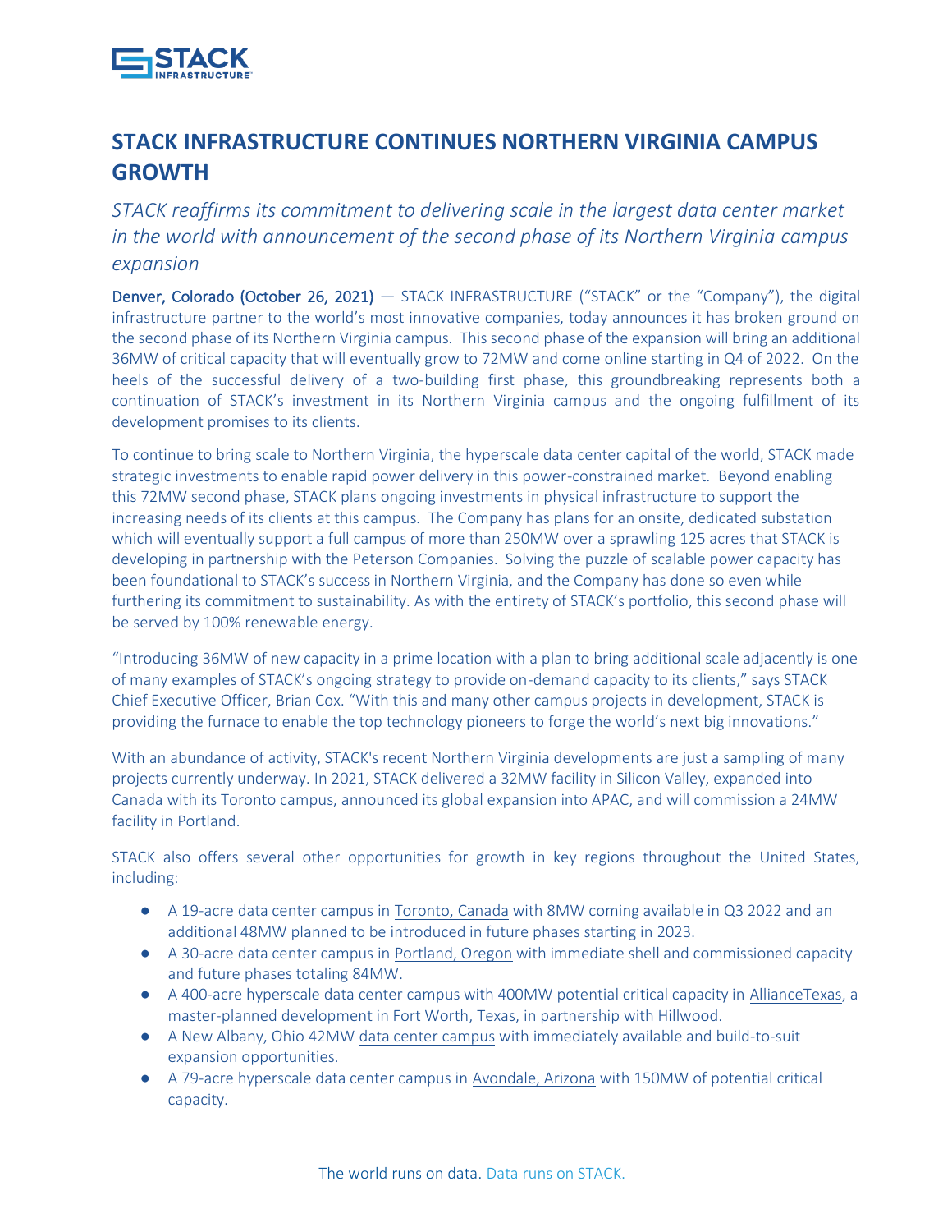# STACK INFRASTRUCTURE CONTINUES NORTHERN VIRGINIA CAMPUS GROWTH

*STACK reaffirms its commitment to delivering scale in the largest data center market in the world with announcement of the second phase of its Northern Virginia campus expansion*

**Denver, Colorado (October 26, 2021)** — STACK INFRASTRUCTURE ("STACK" or the "Company"), the digital infrastructure partner to the world's most innovative companies, today announces it has broken ground on the second phase of its Northern Virginia campus. This second phase of the expansion will bring an additional 36MW of critical capacity that will eventually grow to 72MW and come online starting in Q4 of 2022. On the heels of the successful delivery of a two-building first phase, this groundbreaking represents both a continuation of STACK's investment in its Northern Virginia campus and the ongoing fulfillment of its development promises to its clients.

To continue to bring scale to Northern Virginia, the hyperscale data center capital of the world, STACK made strategic investments to enable rapid power delivery in this power-constrained market. Beyond enabling this 72MW second phase, STACK plans ongoing investments in physical infrastructure to support the increasing needs of its clients at this campus. The Company has plans for an onsite, dedicated substation which will eventually support a full campus of more than 250MW over a sprawling 125 acres that STACK is developing in partnership with the Peterson Companies. Solving the puzzle of scalable power capacity has been foundational to STACK's success in Northern Virginia, and the Company has done so even while furthering its commitment to sustainability. As with the entirety of STACK's portfolio, this second phase will be served by 100% renewable energy.

"Introducing 36MW of new capacity in a prime location with a plan to bring additional scale adjacently is one of many examples of STACK's ongoing strategy to provide on-demand capacity to its clients," says STACK Chief Executive Officer, Brian Cox. "With this and many other campus projects in development, STACK is providing the furnace to enable the top technology pioneers to forge the world's next big innovations."

With an abundance of activity, STACK's recent Northern Virginia developments are just a sampling of many projects currently underway. In 2021, STACK delivered a 32MW facility in Silicon Valley, expanded into Canada with its Toronto campus, announced its global expansion into APAC, and will commission a 24MW facility in Portland.

STACK also offers several other opportunities for growth in key regions throughout the United States, including:

- A 19-acre data center campus in Toronto, Canada with 8MW coming available in Q3 2022 and an additional 48MW planned to be introduced in future phases starting in 2023.
- A 30-acre data center campus in Portland, Oregon with immediate shell and commissioned capacity and future phases totaling 84MW.
- A 400-acre hyperscale data center campus with 400MW potential critical capacity in AllianceTexas, a master-planned development in Fort Worth, Texas, in partnership with Hillwood.
- A New Albany, Ohio 42MW data center campus with immediately available and build-to-suit expansion opportunities.
- A 79-acre hyperscale data center campus in Avondale, Arizona with 150MW of potential critical capacity.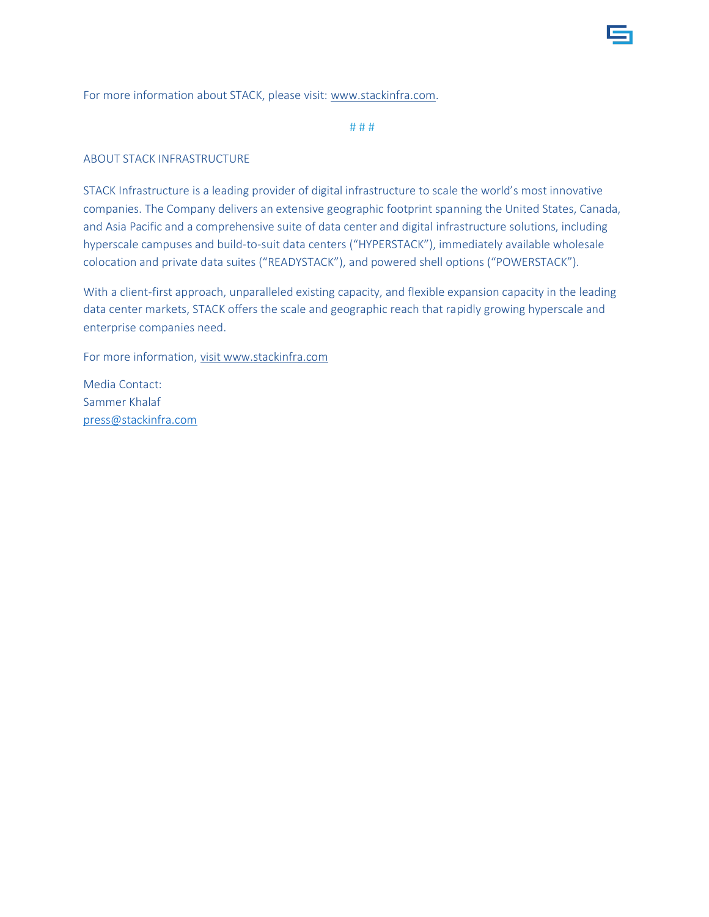For more information about STACK, please visit: www.stackinfra.com.

# # #

ABOUT STACK INFRASTRUCTURE

STACK Infrastructure is a leading provider of digital infrastructure to scale the world's most innovative companies. The Company delivers an extensive geographic footprint spanning the United States, Canada, and Asia Pacific and a comprehensive suite of data center and digital infrastructure solutions, including hyperscale campuses and build-to-suit data centers ("HYPERSTACK"), immediately available wholesale colocation and private data suites ("READYSTACK"), and powered shell options ("POWERSTACK").

With a client-first approach, unparalleled existing capacity, and flexible expansion capacity in the leading data center markets, STACK offers the scale and geographic reach that rapidly growing hyperscale and enterprise companies need.

For more information, visit www.stackinfra.com

Media Contact:
Sammer Khalaf
press@stackinfra.com